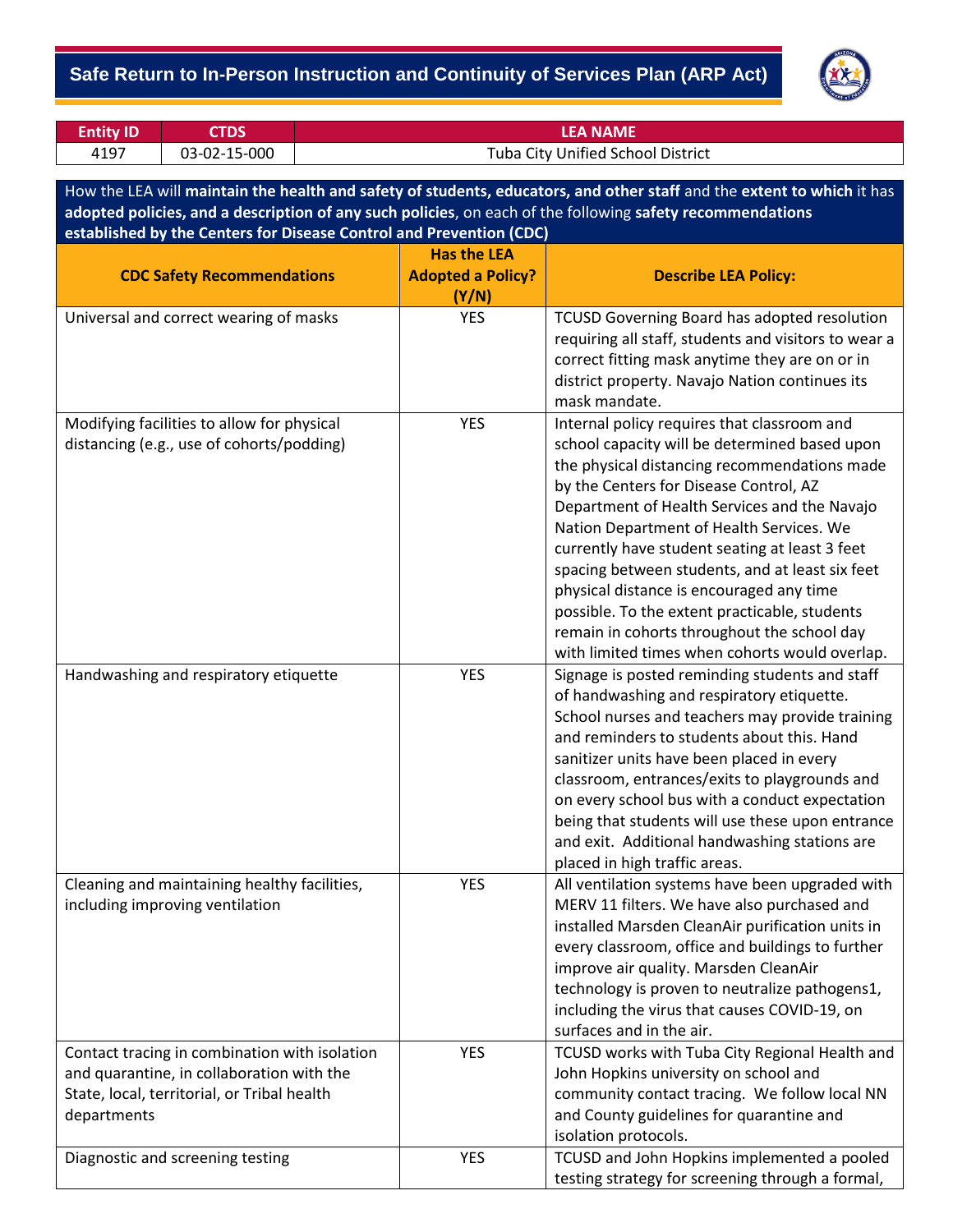# Safe Return to In-Person Instruction and Continuity of Services Plan (ARP Act)

| Entity ID | CTDS | LEA NAME |
|---|---|---|
| 4197 | 03-02-15-000 | Tuba City Unified School District |

How the LEA will **maintain the health and safety of students, educators, and other staff** and the **extent to which** it has **adopted policies, and a description of any such policies**, on each of the following **safety recommendations established by the Centers for Disease Control and Prevention (CDC)**

| CDC Safety Recommendations | Has the LEA Adopted a Policy? (Y/N) | Describe LEA Policy: |
|---|---|---|
| Universal and correct wearing of masks | YES | TCUSD Governing Board has adopted resolution requiring all staff, students and visitors to wear a correct fitting mask anytime they are on or in district property. Navajo Nation continues its mask mandate. |
| Modifying facilities to allow for physical distancing (e.g., use of cohorts/podding) | YES | Internal policy requires that classroom and school capacity will be determined based upon the physical distancing recommendations made by the Centers for Disease Control, AZ Department of Health Services and the Navajo Nation Department of Health Services. We currently have student seating at least 3 feet spacing between students, and at least six feet physical distance is encouraged any time possible. To the extent practicable, students remain in cohorts throughout the school day with limited times when cohorts would overlap. |
| Handwashing and respiratory etiquette | YES | Signage is posted reminding students and staff of handwashing and respiratory etiquette. School nurses and teachers may provide training and reminders to students about this. Hand sanitizer units have been placed in every classroom, entrances/exits to playgrounds and on every school bus with a conduct expectation being that students will use these upon entrance and exit. Additional handwashing stations are placed in high traffic areas. |
| Cleaning and maintaining healthy facilities, including improving ventilation | YES | All ventilation systems have been upgraded with MERV 11 filters. We have also purchased and installed Marsden CleanAir purification units in every classroom, office and buildings to further improve air quality. Marsden CleanAir technology is proven to neutralize pathogens1, including the virus that causes COVID-19, on surfaces and in the air. |
| Contact tracing in combination with isolation and quarantine, in collaboration with the State, local, territorial, or Tribal health departments | YES | TCUSD works with Tuba City Regional Health and John Hopkins university on school and community contact tracing. We follow local NN and County guidelines for quarantine and isolation protocols. |
| Diagnostic and screening testing | YES | TCUSD and John Hopkins implemented a pooled testing strategy for screening through a formal, |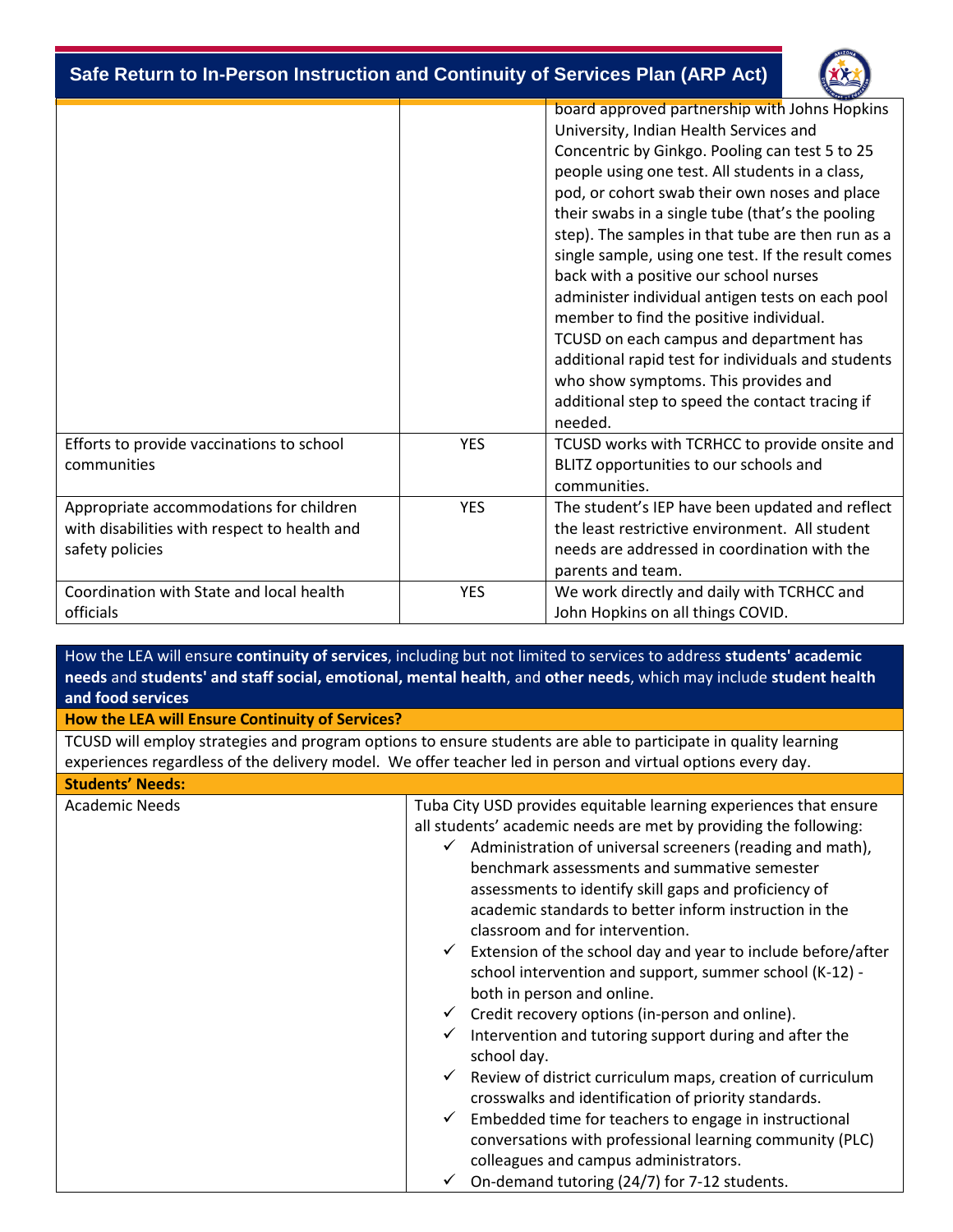| | | |
|---|---|---|
| | | board approved partnership with Johns Hopkins University, Indian Health Services and Concentric by Ginkgo. Pooling can test 5 to 25 people using one test. All students in a class, pod, or cohort swab their own noses and place their swabs in a single tube (that's the pooling step). The samples in that tube are then run as a single sample, using one test. If the result comes back with a positive our school nurses administer individual antigen tests on each pool member to find the positive individual. TCUSD on each campus and department has additional rapid test for individuals and students who show symptoms. This provides and additional step to speed the contact tracing if needed. |
| Efforts to provide vaccinations to school communities | YES | TCUSD works with TCRHCC to provide onsite and BLITZ opportunities to our schools and communities. |
| Appropriate accommodations for children with disabilities with respect to health and safety policies | YES | The student's IEP have been updated and reflect the least restrictive environment. All student needs are addressed in coordination with the parents and team. |
| Coordination with State and local health officials | YES | We work directly and daily with TCRHCC and John Hopkins on all things COVID. |

How the LEA will ensure **continuity of services**, including but not limited to services to address **students' academic needs** and **students' and staff social, emotional, mental health**, and **other needs**, which may include **student health and food services**

**How the LEA will Ensure Continuity of Services?**

TCUSD will employ strategies and program options to ensure students are able to participate in quality learning experiences regardless of the delivery model. We offer teacher led in person and virtual options every day.

**Students' Needs:**

| | |
|---|---|
| Academic Needs | Tuba City USD provides equitable learning experiences that ensure all students' academic needs are met by providing the following:<br>✓ Administration of universal screeners (reading and math), benchmark assessments and summative semester assessments to identify skill gaps and proficiency of academic standards to better inform instruction in the classroom and for intervention.<br>✓ Extension of the school day and year to include before/after school intervention and support, summer school (K-12) - both in person and online.<br>✓ Credit recovery options (in-person and online).<br>✓ Intervention and tutoring support during and after the school day.<br>✓ Review of district curriculum maps, creation of curriculum crosswalks and identification of priority standards.<br>✓ Embedded time for teachers to engage in instructional conversations with professional learning community (PLC) colleagues and campus administrators.<br>✓ On-demand tutoring (24/7) for 7-12 students. |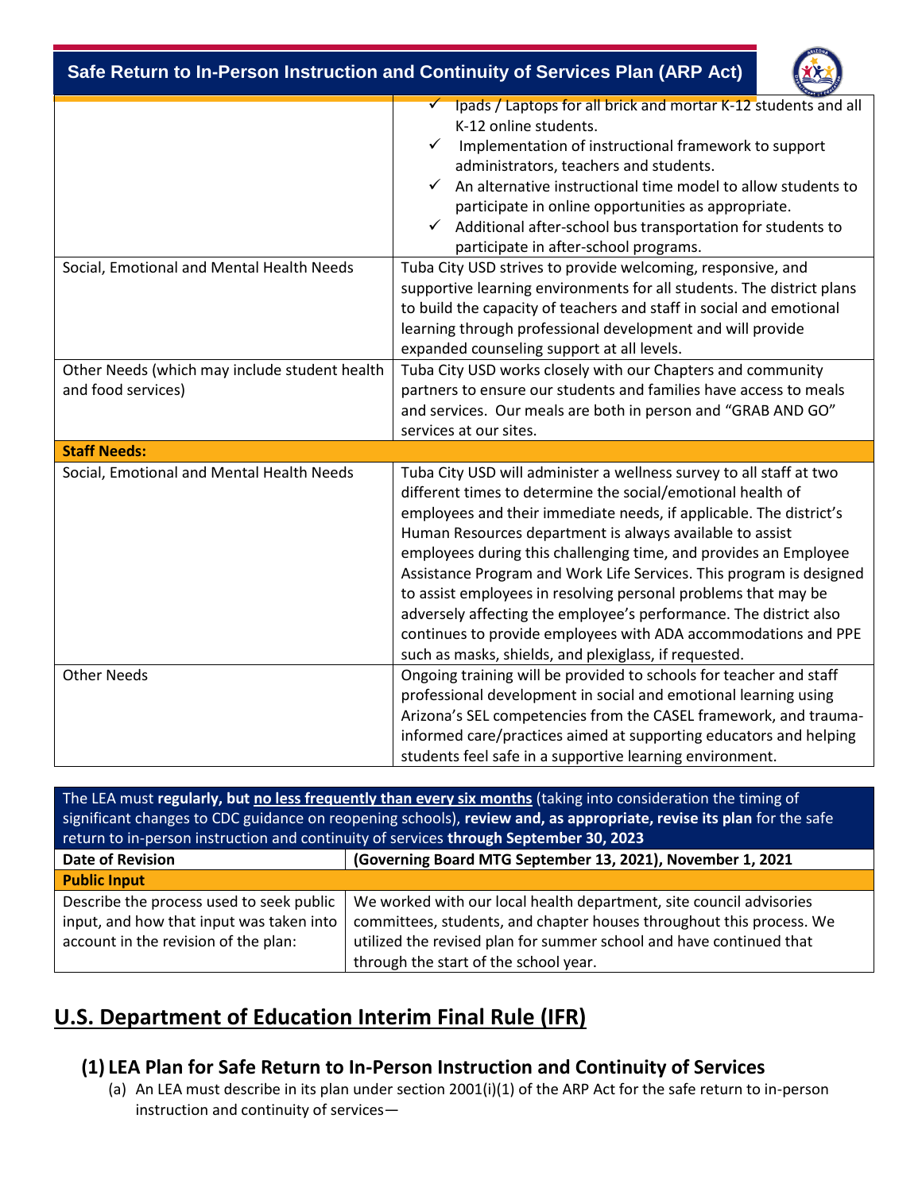| | |
|---|---|
| | ✓ Ipads / Laptops for all brick and mortar K-12 students and all K-12 online students.<br>✓ Implementation of instructional framework to support administrators, teachers and students.<br>✓ An alternative instructional time model to allow students to participate in online opportunities as appropriate.<br>✓ Additional after-school bus transportation for students to participate in after-school programs. |
| Social, Emotional and Mental Health Needs | Tuba City USD strives to provide welcoming, responsive, and supportive learning environments for all students. The district plans to build the capacity of teachers and staff in social and emotional learning through professional development and will provide expanded counseling support at all levels. |
| Other Needs (which may include student health and food services) | Tuba City USD works closely with our Chapters and community partners to ensure our students and families have access to meals and services. Our meals are both in person and "GRAB AND GO" services at our sites. |
| **Staff Needs:** | |
| Social, Emotional and Mental Health Needs | Tuba City USD will administer a wellness survey to all staff at two different times to determine the social/emotional health of employees and their immediate needs, if applicable. The district's Human Resources department is always available to assist employees during this challenging time, and provides an Employee Assistance Program and Work Life Services. This program is designed to assist employees in resolving personal problems that may be adversely affecting the employee's performance. The district also continues to provide employees with ADA accommodations and PPE such as masks, shields, and plexiglass, if requested. |
| Other Needs | Ongoing training will be provided to schools for teacher and staff professional development in social and emotional learning using Arizona's SEL competencies from the CASEL framework, and trauma-informed care/practices aimed at supporting educators and helping students feel safe in a supportive learning environment. |

The LEA must **regularly, but no less frequently than every six months** (taking into consideration the timing of significant changes to CDC guidance on reopening schools), **review and, as appropriate, revise its plan** for the safe return to in-person instruction and continuity of services **through September 30, 2023**

| **Date of Revision** | **(Governing Board MTG September 13, 2021), November 1, 2021** |
|---|---|
| **Public Input** | |
| Describe the process used to seek public input, and how that input was taken into account in the revision of the plan: | We worked with our local health department, site council advisories committees, students, and chapter houses throughout this process. We utilized the revised plan for summer school and have continued that through the start of the school year. |

# U.S. Department of Education Interim Final Rule (IFR)

## (1) LEA Plan for Safe Return to In-Person Instruction and Continuity of Services

(a) An LEA must describe in its plan under section 2001(i)(1) of the ARP Act for the safe return to in-person instruction and continuity of services—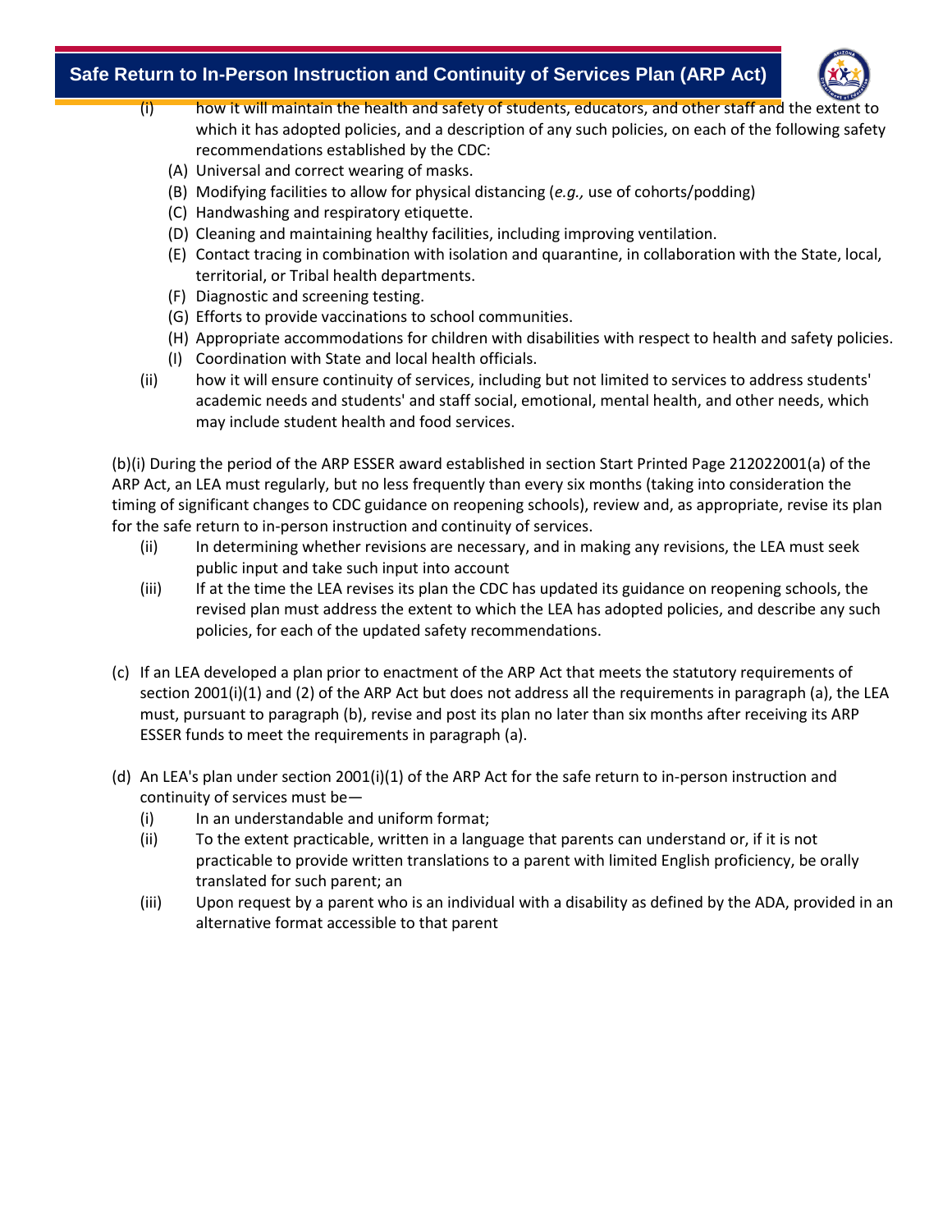(i) how it will maintain the health and safety of students, educators, and other staff and the extent to which it has adopted policies, and a description of any such policies, on each of the following safety recommendations established by the CDC:
   - (A) Universal and correct wearing of masks.
   - (B) Modifying facilities to allow for physical distancing (*e.g.,* use of cohorts/podding)
   - (C) Handwashing and respiratory etiquette.
   - (D) Cleaning and maintaining healthy facilities, including improving ventilation.
   - (E) Contact tracing in combination with isolation and quarantine, in collaboration with the State, local, territorial, or Tribal health departments.
   - (F) Diagnostic and screening testing.
   - (G) Efforts to provide vaccinations to school communities.
   - (H) Appropriate accommodations for children with disabilities with respect to health and safety policies.
   - (I) Coordination with State and local health officials.

(ii) how it will ensure continuity of services, including but not limited to services to address students' academic needs and students' and staff social, emotional, mental health, and other needs, which may include student health and food services.

(b)(i) During the period of the ARP ESSER award established in section Start Printed Page 212022001(a) of the ARP Act, an LEA must regularly, but no less frequently than every six months (taking into consideration the timing of significant changes to CDC guidance on reopening schools), review and, as appropriate, revise its plan for the safe return to in-person instruction and continuity of services.

(ii) In determining whether revisions are necessary, and in making any revisions, the LEA must seek public input and take such input into account

(iii) If at the time the LEA revises its plan the CDC has updated its guidance on reopening schools, the revised plan must address the extent to which the LEA has adopted policies, and describe any such policies, for each of the updated safety recommendations.

(c) If an LEA developed a plan prior to enactment of the ARP Act that meets the statutory requirements of section 2001(i)(1) and (2) of the ARP Act but does not address all the requirements in paragraph (a), the LEA must, pursuant to paragraph (b), revise and post its plan no later than six months after receiving its ARP ESSER funds to meet the requirements in paragraph (a).

(d) An LEA's plan under section 2001(i)(1) of the ARP Act for the safe return to in-person instruction and continuity of services must be—

(i) In an understandable and uniform format;

(ii) To the extent practicable, written in a language that parents can understand or, if it is not practicable to provide written translations to a parent with limited English proficiency, be orally translated for such parent; an

(iii) Upon request by a parent who is an individual with a disability as defined by the ADA, provided in an alternative format accessible to that parent